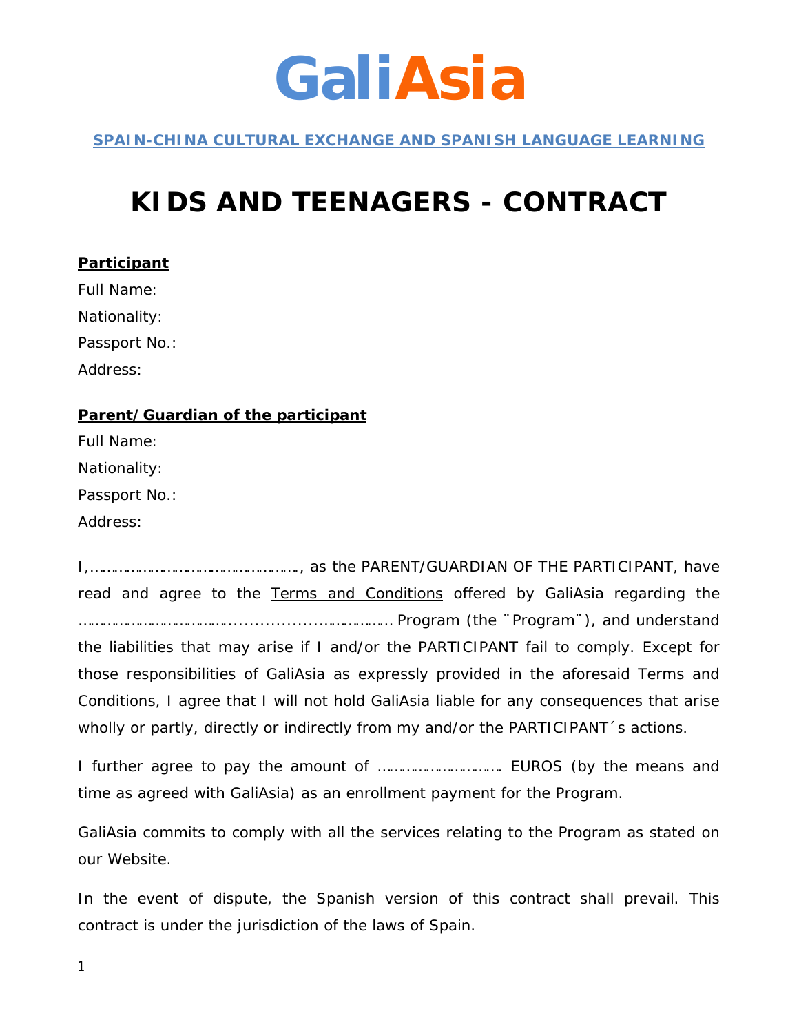# GaliAsia

**SPAIN-CHINA CULTURAL EXCHANGE AND SPANISH LANGUAGE LEARNING**

# KIDS AND TEENAGERS - CONTRACT

**Participant**

Full Name:

Nationality:

Passport No.:

Address:

**Parent/Guardian of the participant**

Full Name:

Nationality:

Passport No.:

Address:

I,…………………………………………, as the PARENT/GUARDIAN OF THE PARTICIPANT, have read and agree to the Terms and Conditions offered by GaliAsia regarding the ……………………………..............................……………Program (the ¨Program¨), and understand the liabilities that may arise if I and/or the PARTICIPANT fail to comply. Except for those responsibilities of GaliAsia as expressly provided in the aforesaid Terms and Conditions, I agree that I will not hold GaliAsia liable for any consequences that arise wholly or partly, directly or indirectly from my and/or the PARTICIPANT´s actions.

I further agree to pay the amount of ………………………… EUROS (by the means and time as agreed with GaliAsia) as an enrollment payment for the Program.

GaliAsia commits to comply with all the services relating to the Program as stated on our Website.

In the event of dispute, the Spanish version of this contract shall prevail. This contract is under the jurisdiction of the laws of Spain.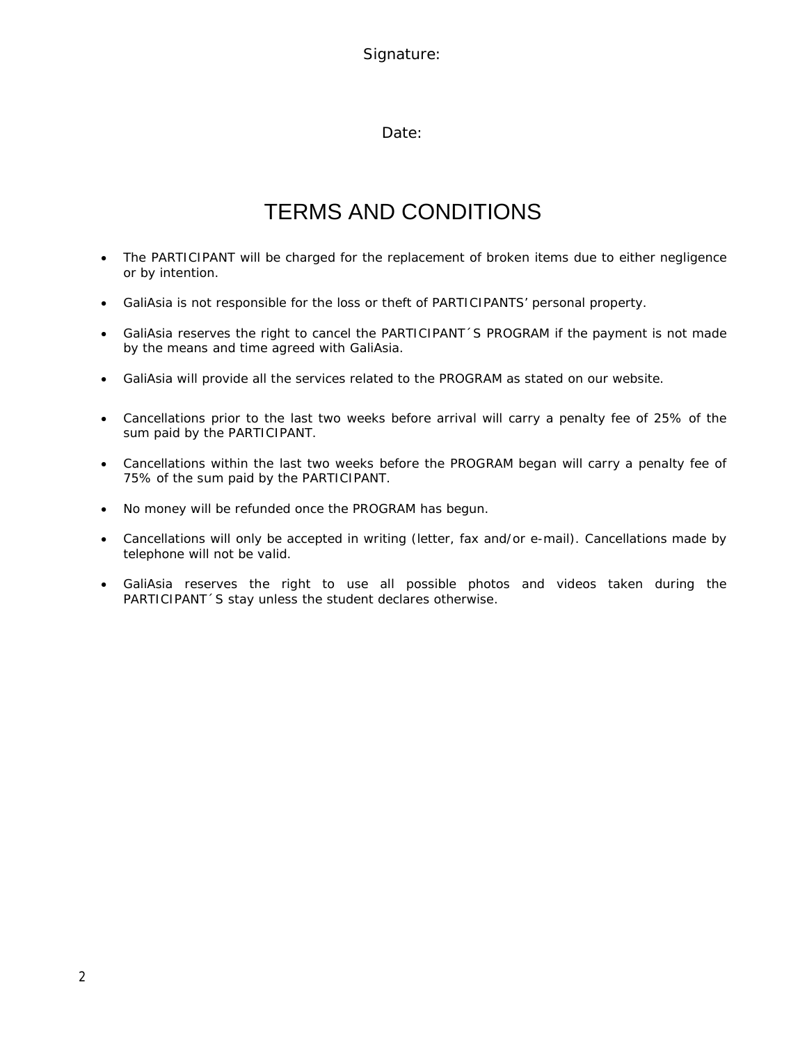Signature:

Date:

# TERMS AND CONDITIONS

- The PARTICIPANT will be charged for the replacement of broken items due to either negligence or by intention.
- GaliAsia is not responsible for the loss or theft of PARTICIPANTS' personal property.
- GaliAsia reserves the right to cancel the PARTICIPANT´S PROGRAM if the payment is not made by the means and time agreed with GaliAsia.
- GaliAsia will provide all the services related to the PROGRAM as stated on our website.
- Cancellations prior to the last two weeks before arrival will carry a penalty fee of 25% of the sum paid by the PARTICIPANT.
- Cancellations within the last two weeks before the PROGRAM began will carry a penalty fee of 75% of the sum paid by the PARTICIPANT.
- No money will be refunded once the PROGRAM has begun.
- Cancellations will only be accepted in writing (letter, fax and/or e-mail). Cancellations made by telephone will not be valid.
- GaliAsia reserves the right to use all possible photos and videos taken during the PARTICIPANT´S stay unless the student declares otherwise.